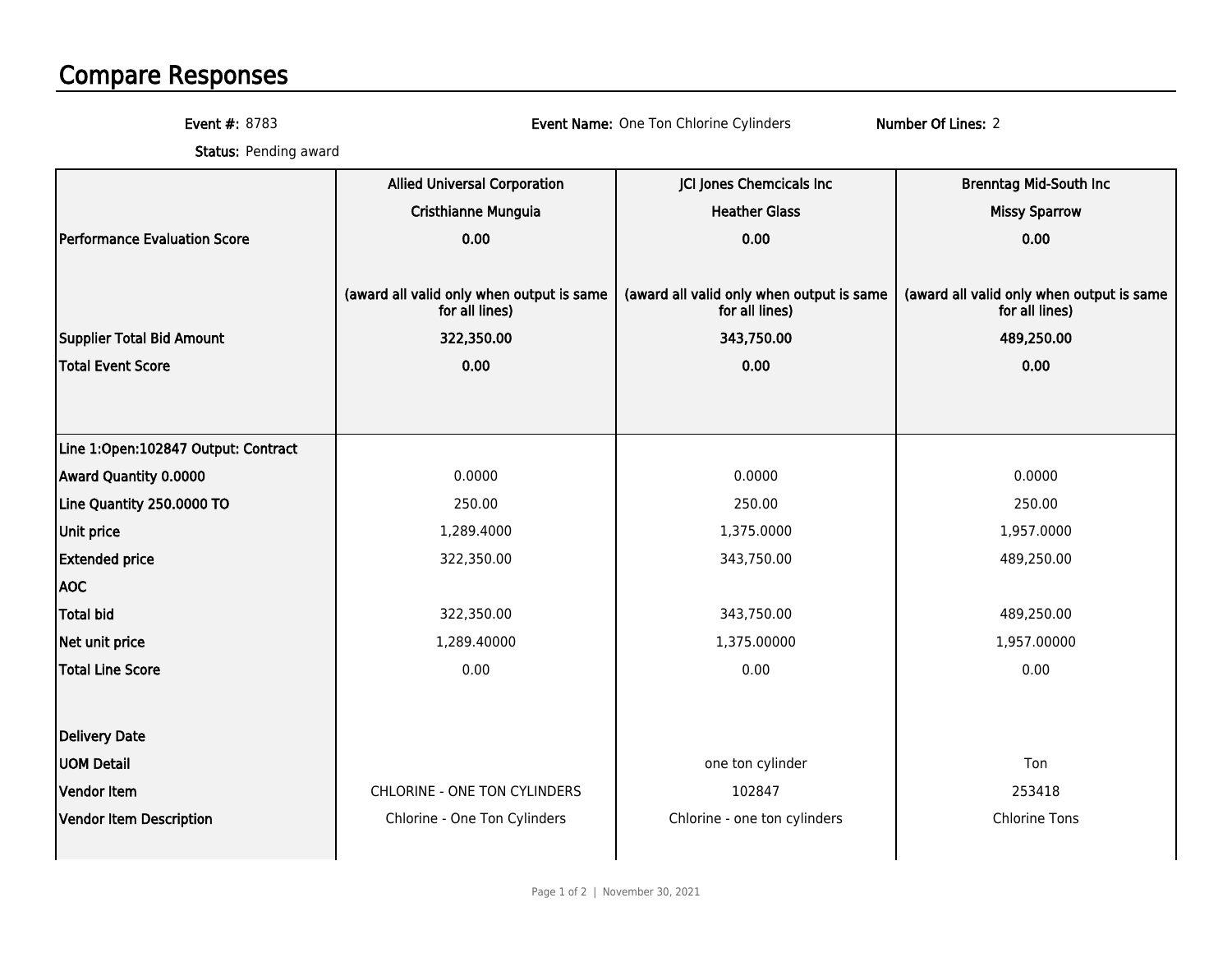# Compare Responses

**Event #:** 8783 **Event Name:** One Ton Chlorine Cylinders **Number Of Lines:** 2

**Status:** Pending award

| | Allied Universal Corporation | JCI Jones Chemcicals Inc | Brenntag Mid-South Inc |
|---|---|---|---|
| | Cristhianne Munguia | Heather Glass | Missy Sparrow |
| **Performance Evaluation Score** | **0.00** | **0.00** | **0.00** |
| | (award all valid only when output is same for all lines) | (award all valid only when output is same for all lines) | (award all valid only when output is same for all lines) |
| **Supplier Total Bid Amount** | **322,350.00** | **343,750.00** | **489,250.00** |
| **Total Event Score** | **0.00** | **0.00** | **0.00** |
| **Line 1:Open:102847 Output: Contract** | | | |
| **Award Quantity 0.0000** | 0.0000 | 0.0000 | 0.0000 |
| **Line Quantity 250.0000 TO** | 250.00 | 250.00 | 250.00 |
| **Unit price** | 1,289.4000 | 1,375.0000 | 1,957.0000 |
| **Extended price** | 322,350.00 | 343,750.00 | 489,250.00 |
| **AOC** | | | |
| **Total bid** | 322,350.00 | 343,750.00 | 489,250.00 |
| **Net unit price** | 1,289.40000 | 1,375.00000 | 1,957.00000 |
| **Total Line Score** | 0.00 | 0.00 | 0.00 |
| **Delivery Date** | | | |
| **UOM Detail** | | one ton cylinder | Ton |
| **Vendor Item** | CHLORINE - ONE TON CYLINDERS | 102847 | 253418 |
| **Vendor Item Description** | Chlorine - One Ton Cylinders | Chlorine - one ton cylinders | Chlorine Tons |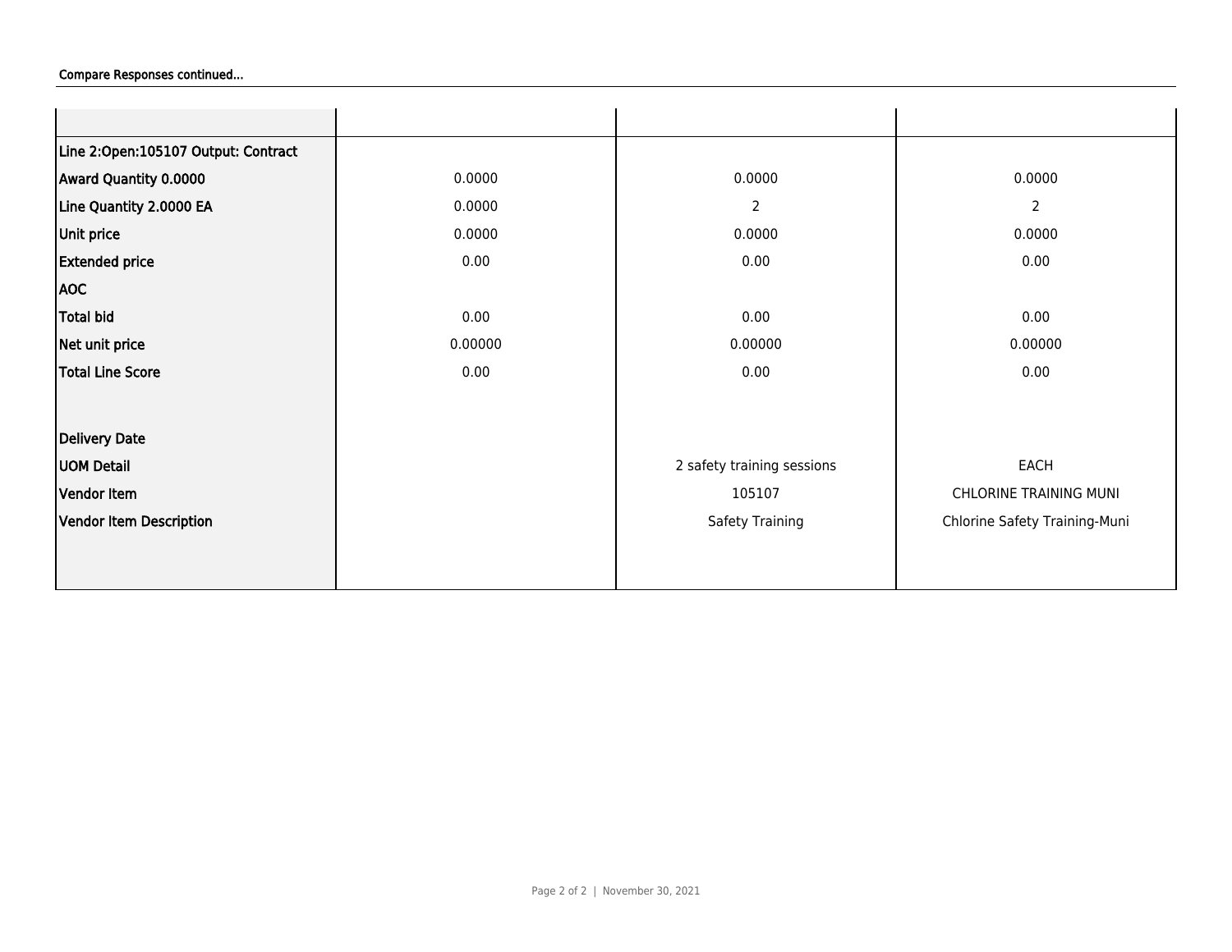Compare Responses continued...

| | | | |
|---|---|---|---|
| Line 2:Open:105107 Output: Contract | | | |
| Award Quantity 0.0000 | 0.0000 | 0.0000 | 0.0000 |
| Line Quantity 2.0000 EA | 0.0000 | 2 | 2 |
| Unit price | 0.0000 | 0.0000 | 0.0000 |
| Extended price | 0.00 | 0.00 | 0.00 |
| AOC | | | |
| Total bid | 0.00 | 0.00 | 0.00 |
| Net unit price | 0.00000 | 0.00000 | 0.00000 |
| Total Line Score | 0.00 | 0.00 | 0.00 |
| Delivery Date | | | |
| UOM Detail | | 2 safety training sessions | EACH |
| Vendor Item | | 105107 | CHLORINE TRAINING MUNI |
| Vendor Item Description | | Safety Training | Chlorine Safety Training-Muni |